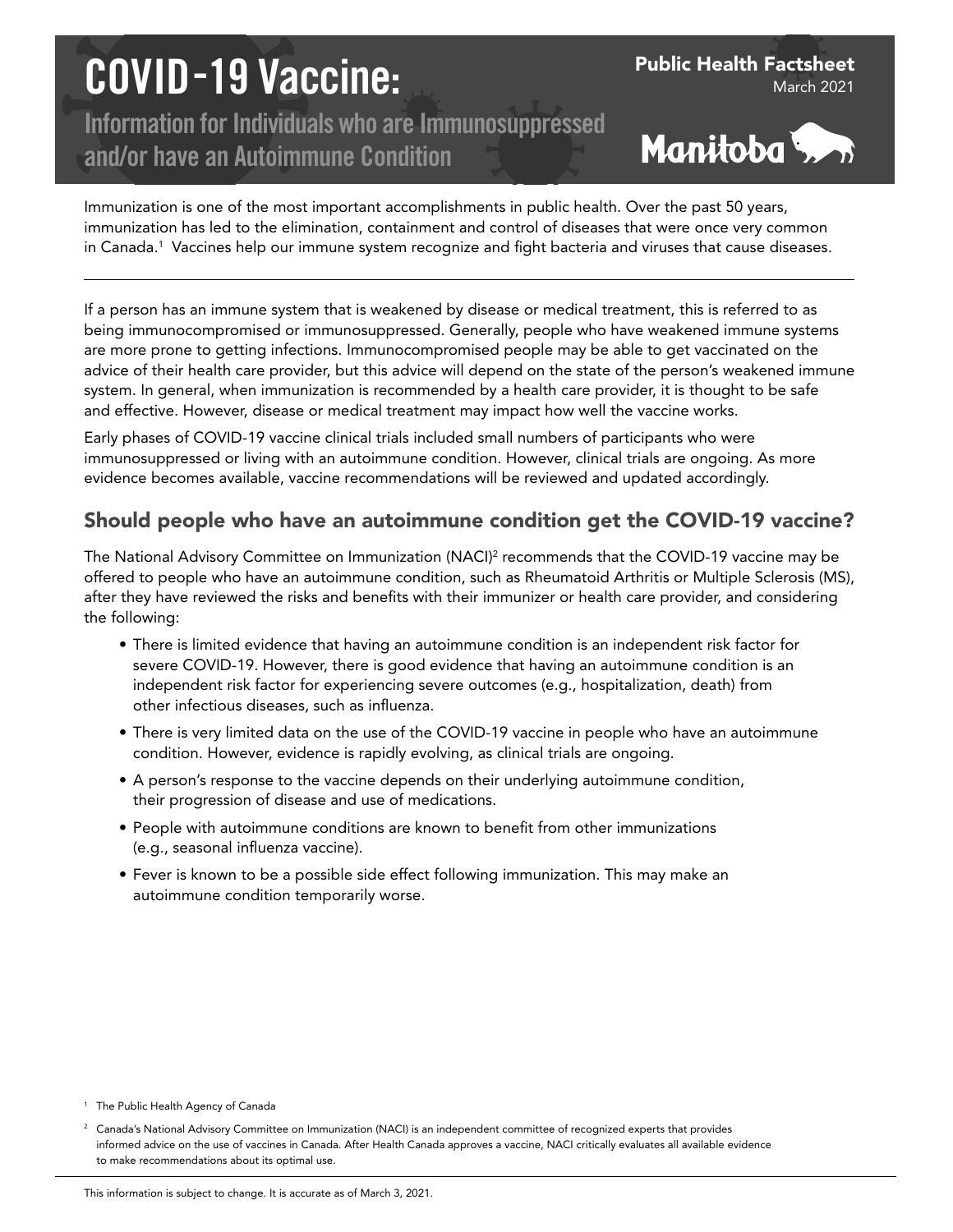# COVID-19 Vaccine:

## Information for Individuals who are Immunosuppressed and/or have an Autoimmune Condition

Public Health Factsheet
March 2021

Manitoba

Immunization is one of the most important accomplishments in public health. Over the past 50 years, immunization has led to the elimination, containment and control of diseases that were once very common in Canada.[1] Vaccines help our immune system recognize and fight bacteria and viruses that cause diseases.

---

If a person has an immune system that is weakened by disease or medical treatment, this is referred to as being immunocompromised or immunosuppressed. Generally, people who have weakened immune systems are more prone to getting infections. Immunocompromised people may be able to get vaccinated on the advice of their health care provider, but this advice will depend on the state of the person's weakened immune system. In general, when immunization is recommended by a health care provider, it is thought to be safe and effective. However, disease or medical treatment may impact how well the vaccine works.

Early phases of COVID-19 vaccine clinical trials included small numbers of participants who were immunosuppressed or living with an autoimmune condition. However, clinical trials are ongoing. As more evidence becomes available, vaccine recommendations will be reviewed and updated accordingly.

## Should people who have an autoimmune condition get the COVID-19 vaccine?

The National Advisory Committee on Immunization (NACI)[2] recommends that the COVID-19 vaccine may be offered to people who have an autoimmune condition, such as Rheumatoid Arthritis or Multiple Sclerosis (MS), after they have reviewed the risks and benefits with their immunizer or health care provider, and considering the following:

- There is limited evidence that having an autoimmune condition is an independent risk factor for severe COVID-19. However, there is good evidence that having an autoimmune condition is an independent risk factor for experiencing severe outcomes (e.g., hospitalization, death) from other infectious diseases, such as influenza.
- There is very limited data on the use of the COVID-19 vaccine in people who have an autoimmune condition. However, evidence is rapidly evolving, as clinical trials are ongoing.
- A person's response to the vaccine depends on their underlying autoimmune condition, their progression of disease and use of medications.
- People with autoimmune conditions are known to benefit from other immunizations (e.g., seasonal influenza vaccine).
- Fever is known to be a possible side effect following immunization. This may make an autoimmune condition temporarily worse.

[1] The Public Health Agency of Canada

[2] Canada's National Advisory Committee on Immunization (NACI) is an independent committee of recognized experts that provides informed advice on the use of vaccines in Canada. After Health Canada approves a vaccine, NACI critically evaluates all available evidence to make recommendations about its optimal use.

This information is subject to change. It is accurate as of March 3, 2021.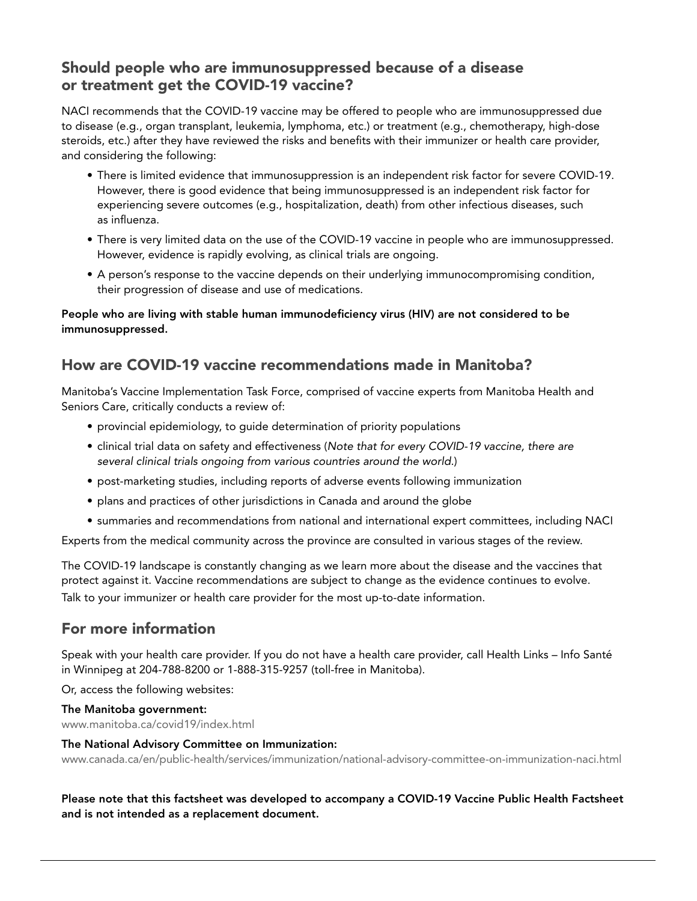## Should people who are immunosuppressed because of a disease or treatment get the COVID-19 vaccine?

NACI recommends that the COVID-19 vaccine may be offered to people who are immunosuppressed due to disease (e.g., organ transplant, leukemia, lymphoma, etc.) or treatment (e.g., chemotherapy, high-dose steroids, etc.) after they have reviewed the risks and benefits with their immunizer or health care provider, and considering the following:

- There is limited evidence that immunosuppression is an independent risk factor for severe COVID-19. However, there is good evidence that being immunosuppressed is an independent risk factor for experiencing severe outcomes (e.g., hospitalization, death) from other infectious diseases, such as influenza.
- There is very limited data on the use of the COVID-19 vaccine in people who are immunosuppressed. However, evidence is rapidly evolving, as clinical trials are ongoing.
- A person's response to the vaccine depends on their underlying immunocompromising condition, their progression of disease and use of medications.

**People who are living with stable human immunodeficiency virus (HIV) are not considered to be immunosuppressed.**

## How are COVID-19 vaccine recommendations made in Manitoba?

Manitoba's Vaccine Implementation Task Force, comprised of vaccine experts from Manitoba Health and Seniors Care, critically conducts a review of:

- provincial epidemiology, to guide determination of priority populations
- clinical trial data on safety and effectiveness (*Note that for every COVID-19 vaccine, there are several clinical trials ongoing from various countries around the world.*)
- post-marketing studies, including reports of adverse events following immunization
- plans and practices of other jurisdictions in Canada and around the globe
- summaries and recommendations from national and international expert committees, including NACI

Experts from the medical community across the province are consulted in various stages of the review.

The COVID-19 landscape is constantly changing as we learn more about the disease and the vaccines that protect against it. Vaccine recommendations are subject to change as the evidence continues to evolve. Talk to your immunizer or health care provider for the most up-to-date information.

## For more information

Speak with your health care provider. If you do not have a health care provider, call Health Links – Info Santé in Winnipeg at 204-788-8200 or 1-888-315-9257 (toll-free in Manitoba).

Or, access the following websites:

**The Manitoba government:**
www.manitoba.ca/covid19/index.html

**The National Advisory Committee on Immunization:**
www.canada.ca/en/public-health/services/immunization/national-advisory-committee-on-immunization-naci.html

**Please note that this factsheet was developed to accompany a COVID-19 Vaccine Public Health Factsheet and is not intended as a replacement document.**